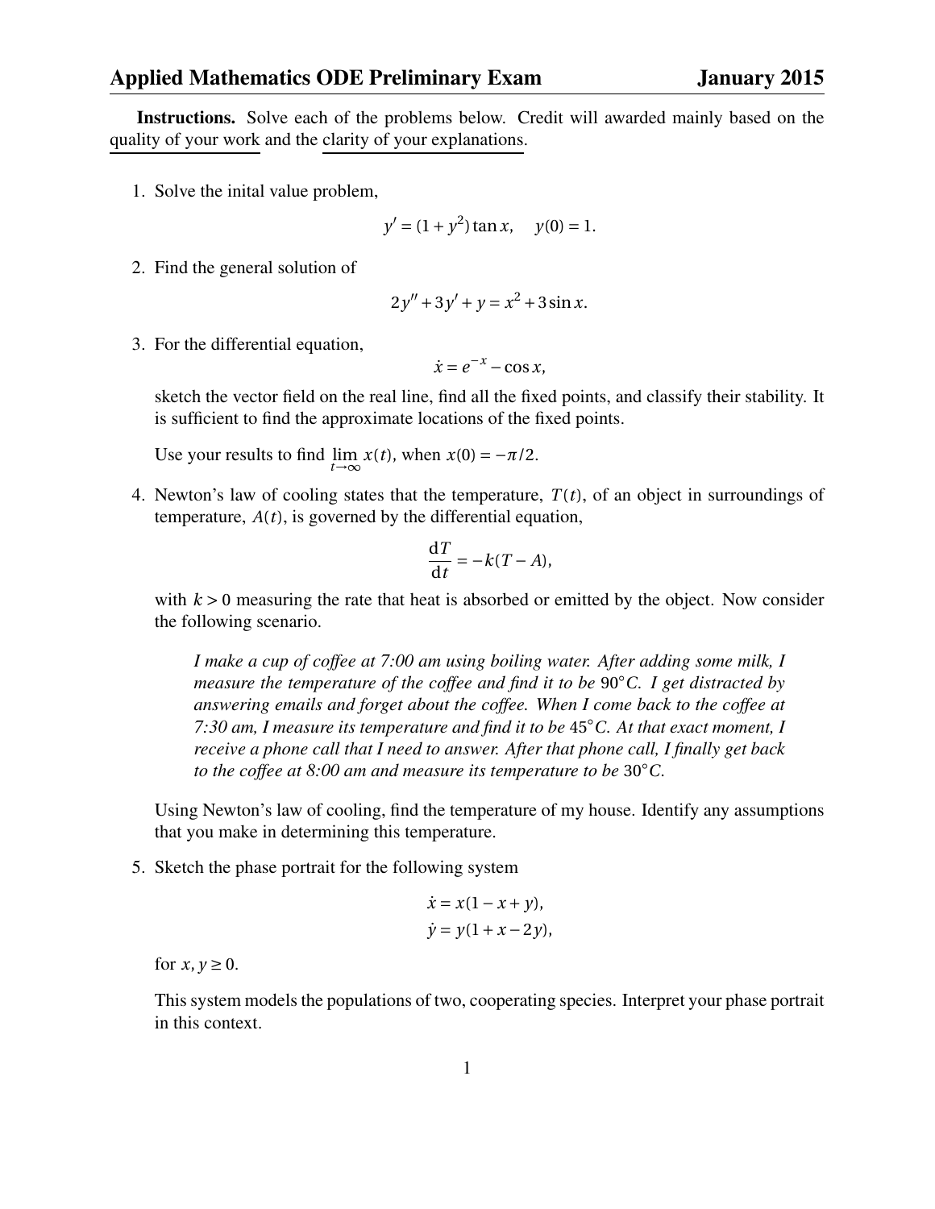# Applied Mathematics ODE Preliminary Exam — January 2015

**Instructions.** Solve each of the problems below. Credit will awarded mainly based on the quality of your work and the clarity of your explanations.

1. Solve the inital value problem,

$$y' = (1 + y^2)\tan x, \quad y(0) = 1.$$

2. Find the general solution of

$$2y'' + 3y' + y = x^2 + 3\sin x.$$

3. For the differential equation,

$$\dot{x} = e^{-x} - \cos x,$$

sketch the vector field on the real line, find all the fixed points, and classify their stability. It is sufficient to find the approximate locations of the fixed points.

Use your results to find $\lim_{t\to\infty} x(t)$, when $x(0) = -\pi/2$.

4. Newton's law of cooling states that the temperature, $T(t)$, of an object in surroundings of temperature, $A(t)$, is governed by the differential equation,

$$\frac{\mathrm{d}T}{\mathrm{d}t} = -k(T - A),$$

with $k > 0$ measuring the rate that heat is absorbed or emitted by the object. Now consider the following scenario.

> *I make a cup of coffee at 7:00 am using boiling water. After adding some milk, I measure the temperature of the coffee and find it to be* $90^\circ C$*. I get distracted by answering emails and forget about the coffee. When I come back to the coffee at 7:30 am, I measure its temperature and find it to be* $45^\circ C$*. At that exact moment, I receive a phone call that I need to answer. After that phone call, I finally get back to the coffee at 8:00 am and measure its temperature to be* $30^\circ C$*.*

Using Newton's law of cooling, find the temperature of my house. Identify any assumptions that you make in determining this temperature.

5. Sketch the phase portrait for the following system

$$\dot{x} = x(1 - x + y),$$
$$\dot{y} = y(1 + x - 2y),$$

for $x, y \geq 0$.

This system models the populations of two, cooperating species. Interpret your phase portrait in this context.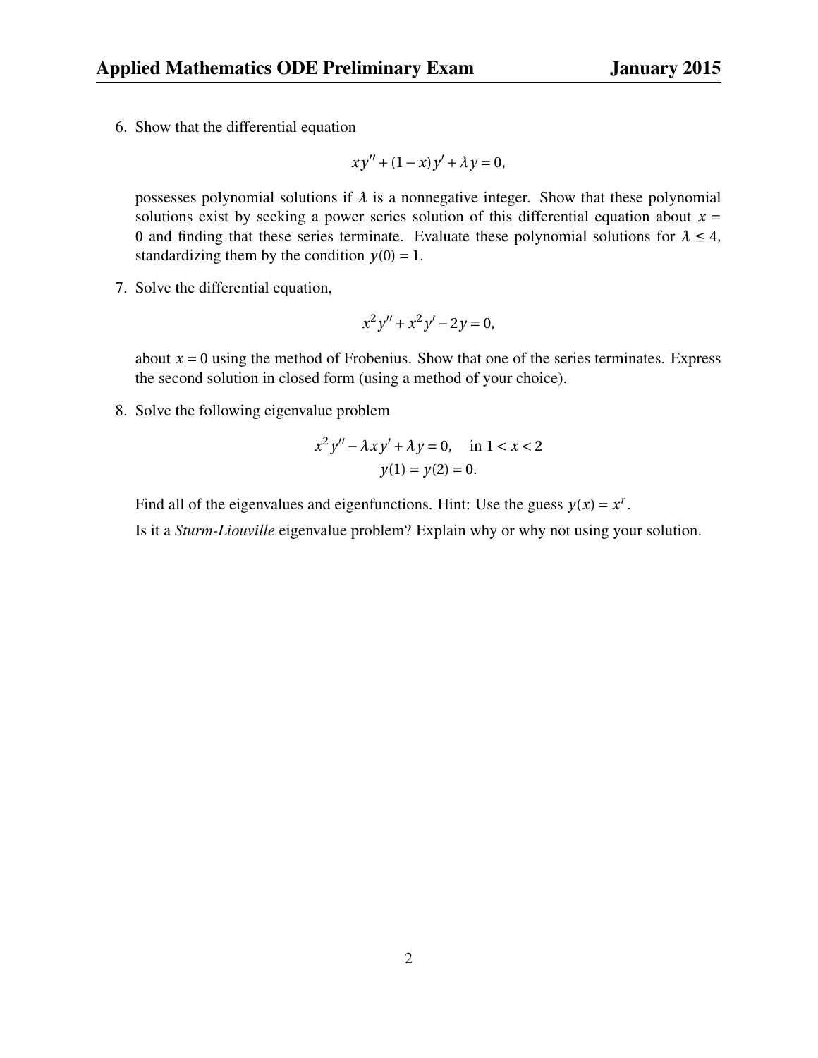6. Show that the differential equation

$$xy'' + (1-x)y' + \lambda y = 0,$$

possesses polynomial solutions if $\lambda$ is a nonnegative integer. Show that these polynomial solutions exist by seeking a power series solution of this differential equation about $x = 0$ and finding that these series terminate. Evaluate these polynomial solutions for $\lambda \leq 4$, standardizing them by the condition $y(0) = 1$.

7. Solve the differential equation,

$$x^2 y'' + x^2 y' - 2y = 0,$$

about $x = 0$ using the method of Frobenius. Show that one of the series terminates. Express the second solution in closed form (using a method of your choice).

8. Solve the following eigenvalue problem

$$x^2 y'' - \lambda x y' + \lambda y = 0, \quad \text{in } 1 < x < 2$$
$$y(1) = y(2) = 0.$$

Find all of the eigenvalues and eigenfunctions. Hint: Use the guess $y(x) = x^r$.

Is it a *Sturm-Liouville* eigenvalue problem? Explain why or why not using your solution.